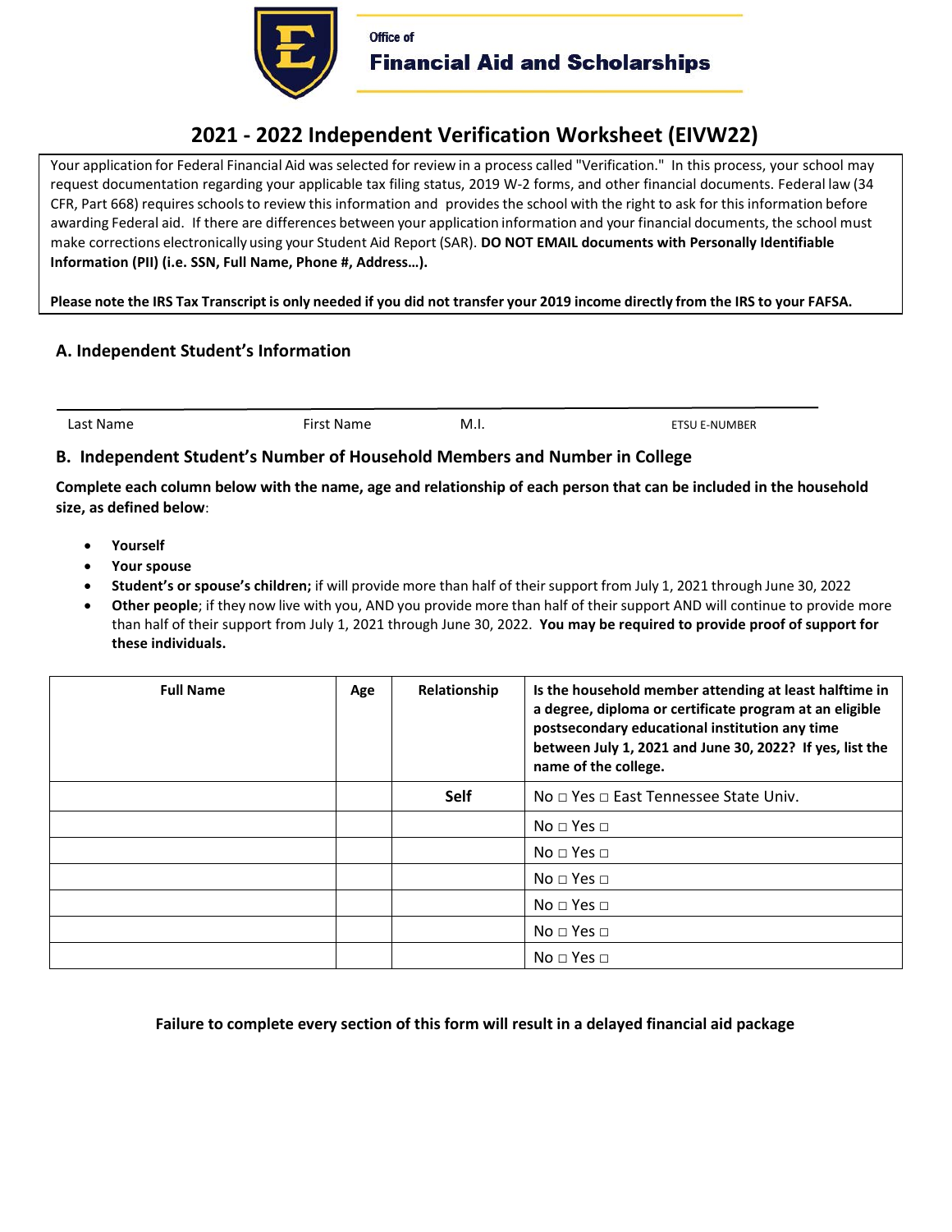Office of
**Financial Aid and Scholarships**

# 2021 - 2022 Independent Verification Worksheet (EIVW22)

Your application for Federal Financial Aid was selected for review in a process called "Verification." In this process, your school may request documentation regarding your applicable tax filing status, 2019 W-2 forms, and other financial documents. Federal law (34 CFR, Part 668) requires schools to review this information and provides the school with the right to ask for this information before awarding Federal aid. If there are differences between your application information and your financial documents, the school must make corrections electronically using your Student Aid Report (SAR). **DO NOT EMAIL documents with Personally Identifiable Information (PII) (i.e. SSN, Full Name, Phone #, Address…).**

**Please note the IRS Tax Transcript is only needed if you did not transfer your 2019 income directly from the IRS to your FAFSA.**

## A. Independent Student's Information

Last Name ________ First Name ________ M.I. ________ ETSU E-NUMBER ________

## B. Independent Student's Number of Household Members and Number in College

**Complete each column below with the name, age and relationship of each person that can be included in the household size, as defined below**:

- **Yourself**
- **Your spouse**
- **Student's or spouse's children;** if will provide more than half of their support from July 1, 2021 through June 30, 2022
- **Other people**; if they now live with you, AND you provide more than half of their support AND will continue to provide more than half of their support from July 1, 2021 through June 30, 2022. **You may be required to provide proof of support for these individuals.**

| Full Name | Age | Relationship | Is the household member attending at least halftime in a degree, diploma or certificate program at an eligible postsecondary educational institution any time between July 1, 2021 and June 30, 2022? If yes, list the name of the college. |
|---|---|---|---|
| | | **Self** | No □ Yes □ East Tennessee State Univ. |
| | | | No □ Yes □ |
| | | | No □ Yes □ |
| | | | No □ Yes □ |
| | | | No □ Yes □ |
| | | | No □ Yes □ |
| | | | No □ Yes □ |

**Failure to complete every section of this form will result in a delayed financial aid package**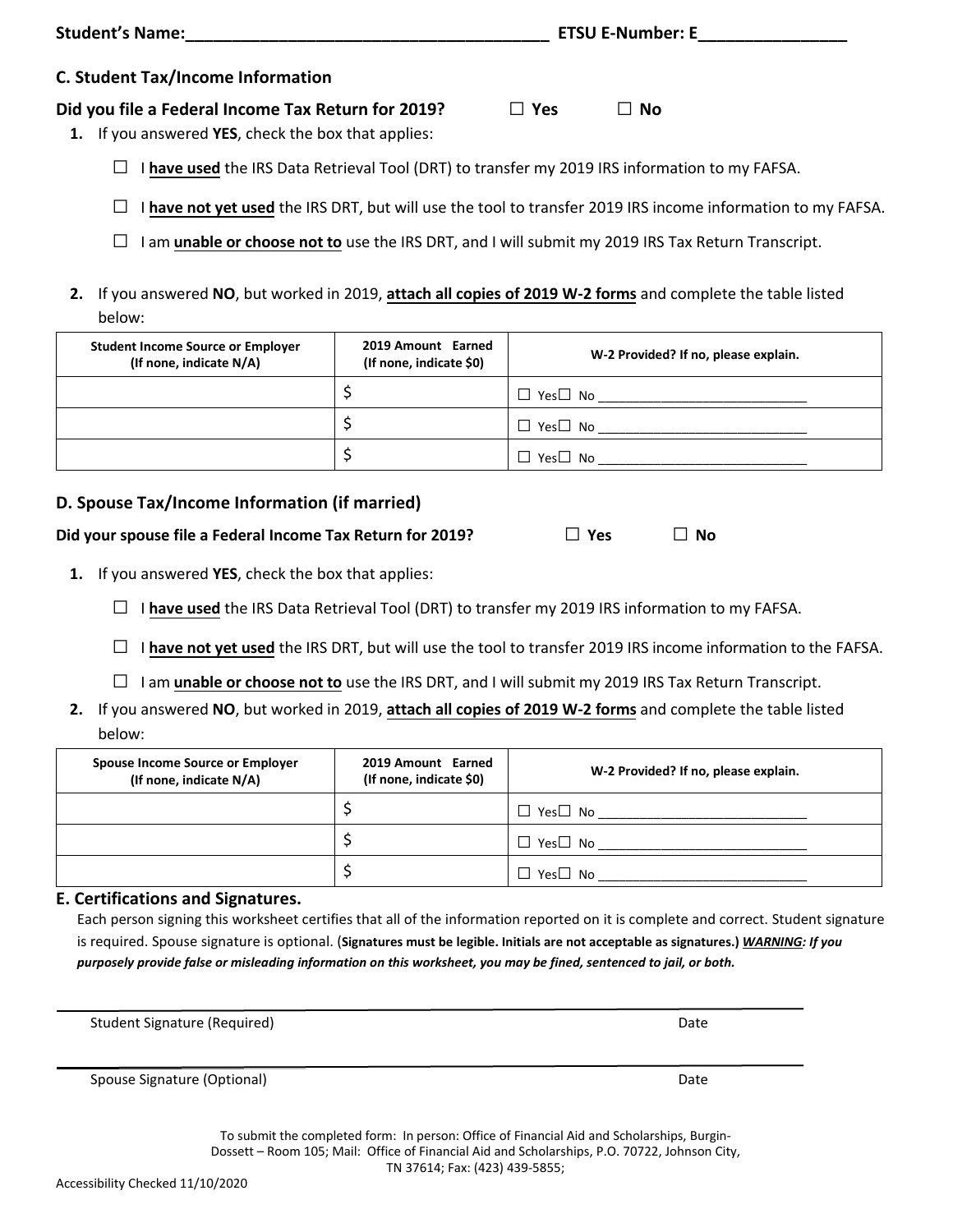**Student's Name:\_\_\_\_\_\_\_\_\_\_\_\_\_\_\_\_\_\_\_\_\_\_\_\_\_\_\_\_\_\_\_\_\_\_\_\_\_\_\_\_ ETSU E-Number: E\_\_\_\_\_\_\_\_\_\_\_\_\_\_\_\_**

### C. Student Tax/Income Information

**Did you file a Federal Income Tax Return for 2019?** ☐ **Yes** ☐ **No**

1. If you answered **YES**, check the box that applies:

   ☐ I **have used** the IRS Data Retrieval Tool (DRT) to transfer my 2019 IRS information to my FAFSA.

   ☐ I **have not yet used** the IRS DRT, but will use the tool to transfer 2019 IRS income information to my FAFSA.

   ☐ I am **unable or choose not to** use the IRS DRT, and I will submit my 2019 IRS Tax Return Transcript.

2. If you answered **NO**, but worked in 2019, **attach all copies of 2019 W-2 forms** and complete the table listed below:

| Student Income Source or Employer (If none, indicate N/A) | 2019 Amount Earned (If none, indicate $0) | W-2 Provided? If no, please explain. |
|---|---|---|
| | $ | ☐ Yes☐ No \_\_\_\_\_\_\_\_\_\_\_\_\_\_\_\_\_\_\_\_\_\_\_\_\_\_\_\_ |
| | $ | ☐ Yes☐ No \_\_\_\_\_\_\_\_\_\_\_\_\_\_\_\_\_\_\_\_\_\_\_\_\_\_\_\_ |
| | $ | ☐ Yes☐ No \_\_\_\_\_\_\_\_\_\_\_\_\_\_\_\_\_\_\_\_\_\_\_\_\_\_\_\_ |

### D. Spouse Tax/Income Information (if married)

**Did your spouse file a Federal Income Tax Return for 2019?** ☐ **Yes** ☐ **No**

1. If you answered **YES**, check the box that applies:

   ☐ I **have used** the IRS Data Retrieval Tool (DRT) to transfer my 2019 IRS information to my FAFSA.

   ☐ I **have not yet used** the IRS DRT, but will use the tool to transfer 2019 IRS income information to the FAFSA.

   ☐ I am **unable or choose not to** use the IRS DRT, and I will submit my 2019 IRS Tax Return Transcript.

2. If you answered **NO**, but worked in 2019, **attach all copies of 2019 W-2 forms** and complete the table listed below:

| Spouse Income Source or Employer (If none, indicate N/A) | 2019 Amount Earned (If none, indicate $0) | W-2 Provided? If no, please explain. |
|---|---|---|
| | $ | ☐ Yes☐ No \_\_\_\_\_\_\_\_\_\_\_\_\_\_\_\_\_\_\_\_\_\_\_\_\_\_\_\_ |
| | $ | ☐ Yes☐ No \_\_\_\_\_\_\_\_\_\_\_\_\_\_\_\_\_\_\_\_\_\_\_\_\_\_\_\_ |
| | $ | ☐ Yes☐ No \_\_\_\_\_\_\_\_\_\_\_\_\_\_\_\_\_\_\_\_\_\_\_\_\_\_\_\_ |

### E. Certifications and Signatures.

Each person signing this worksheet certifies that all of the information reported on it is complete and correct. Student signature is required. Spouse signature is optional. (**Signatures must be legible. Initials are not acceptable as signatures.)** ***WARNING: If you purposely provide false or misleading information on this worksheet, you may be fined, sentenced to jail, or both.***

\_\_\_\_\_\_\_\_\_\_\_\_\_\_\_\_\_\_\_\_\_\_\_\_\_\_\_\_\_\_\_\_\_\_\_\_\_\_\_\_\_\_\_\_\_\_\_\_\_\_\_\_\_\_\_\_\_\_\_\_\_\_\_\_\_\_

Student Signature (Required) Date

\_\_\_\_\_\_\_\_\_\_\_\_\_\_\_\_\_\_\_\_\_\_\_\_\_\_\_\_\_\_\_\_\_\_\_\_\_\_\_\_\_\_\_\_\_\_\_\_\_\_\_\_\_\_\_\_\_\_\_\_\_\_\_\_\_\_

Spouse Signature (Optional) Date

To submit the completed form: In person: Office of Financial Aid and Scholarships, Burgin-Dossett – Room 105; Mail: Office of Financial Aid and Scholarships, P.O. 70722, Johnson City, TN 37614; Fax: (423) 439-5855;

Accessibility Checked 11/10/2020